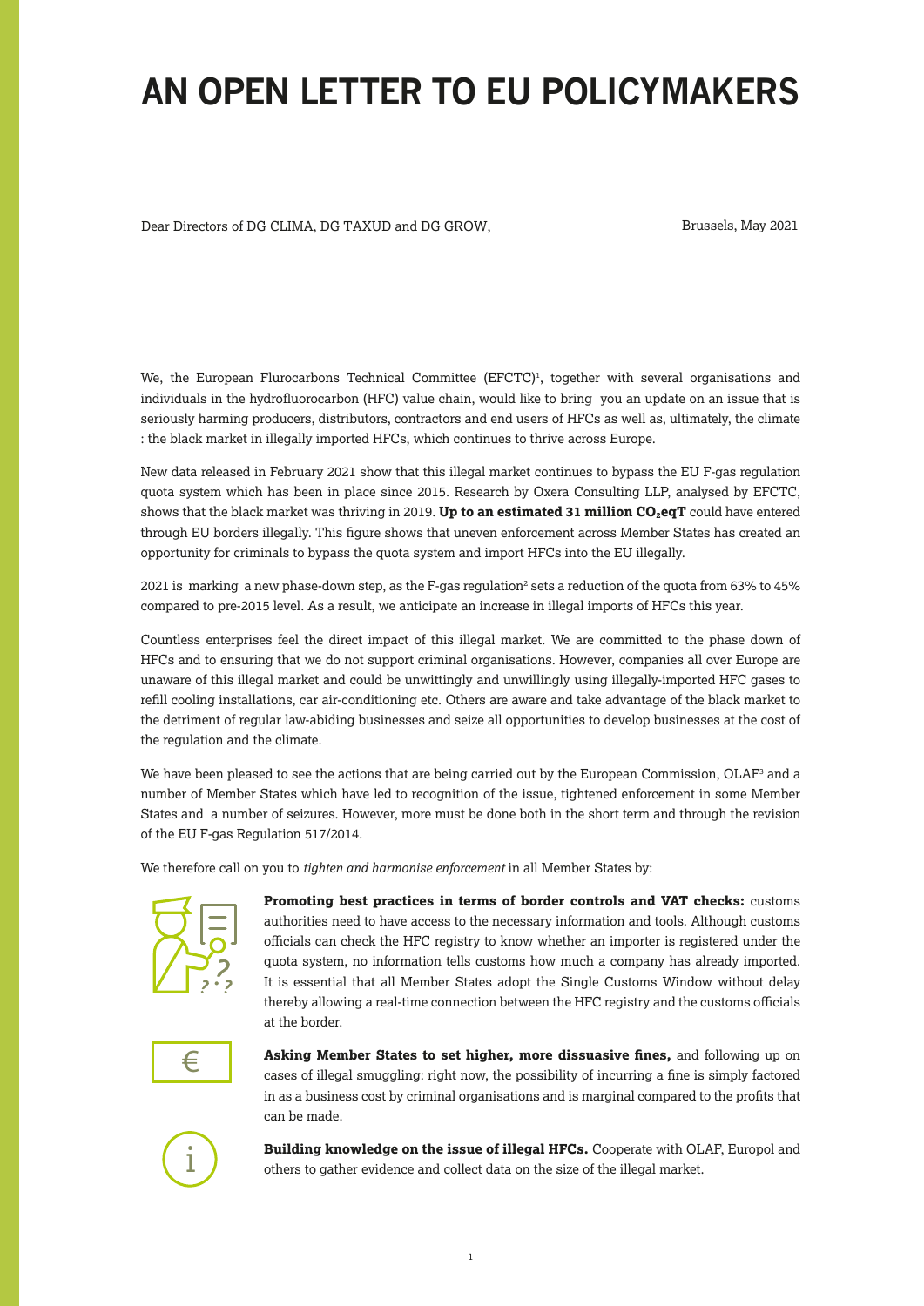# AN OPEN LETTER TO EU POLICYMAKERS

Dear Directors of DG CLIMA, DG TAXUD and DG GROW,

Brussels, May 2021

We, the European Flurocarbons Technical Committee (EFCTC)[1], together with several organisations and individuals in the hydrofluorocarbon (HFC) value chain, would like to bring you an update on an issue that is seriously harming producers, distributors, contractors and end users of HFCs as well as, ultimately, the climate : the black market in illegally imported HFCs, which continues to thrive across Europe.

New data released in February 2021 show that this illegal market continues to bypass the EU F-gas regulation quota system which has been in place since 2015. Research by Oxera Consulting LLP, analysed by EFCTC, shows that the black market was thriving in 2019. **Up to an estimated 31 million $CO_2$eqT** could have entered through EU borders illegally. This figure shows that uneven enforcement across Member States has created an opportunity for criminals to bypass the quota system and import HFCs into the EU illegally.

2021 is marking a new phase-down step, as the F-gas regulation[2] sets a reduction of the quota from 63% to 45% compared to pre-2015 level. As a result, we anticipate an increase in illegal imports of HFCs this year.

Countless enterprises feel the direct impact of this illegal market. We are committed to the phase down of HFCs and to ensuring that we do not support criminal organisations. However, companies all over Europe are unaware of this illegal market and could be unwittingly and unwillingly using illegally-imported HFC gases to refill cooling installations, car air-conditioning etc. Others are aware and take advantage of the black market to the detriment of regular law-abiding businesses and seize all opportunities to develop businesses at the cost of the regulation and the climate.

We have been pleased to see the actions that are being carried out by the European Commission, OLAF[3] and a number of Member States which have led to recognition of the issue, tightened enforcement in some Member States and a number of seizures. However, more must be done both in the short term and through the revision of the EU F-gas Regulation 517/2014.

We therefore call on you to *tighten and harmonise enforcement* in all Member States by:

**Promoting best practices in terms of border controls and VAT checks:** customs authorities need to have access to the necessary information and tools. Although customs officials can check the HFC registry to know whether an importer is registered under the quota system, no information tells customs how much a company has already imported. It is essential that all Member States adopt the Single Customs Window without delay thereby allowing a real-time connection between the HFC registry and the customs officials at the border.

**Asking Member States to set higher, more dissuasive fines,** and following up on cases of illegal smuggling: right now, the possibility of incurring a fine is simply factored in as a business cost by criminal organisations and is marginal compared to the profits that can be made.

**Building knowledge on the issue of illegal HFCs.** Cooperate with OLAF, Europol and others to gather evidence and collect data on the size of the illegal market.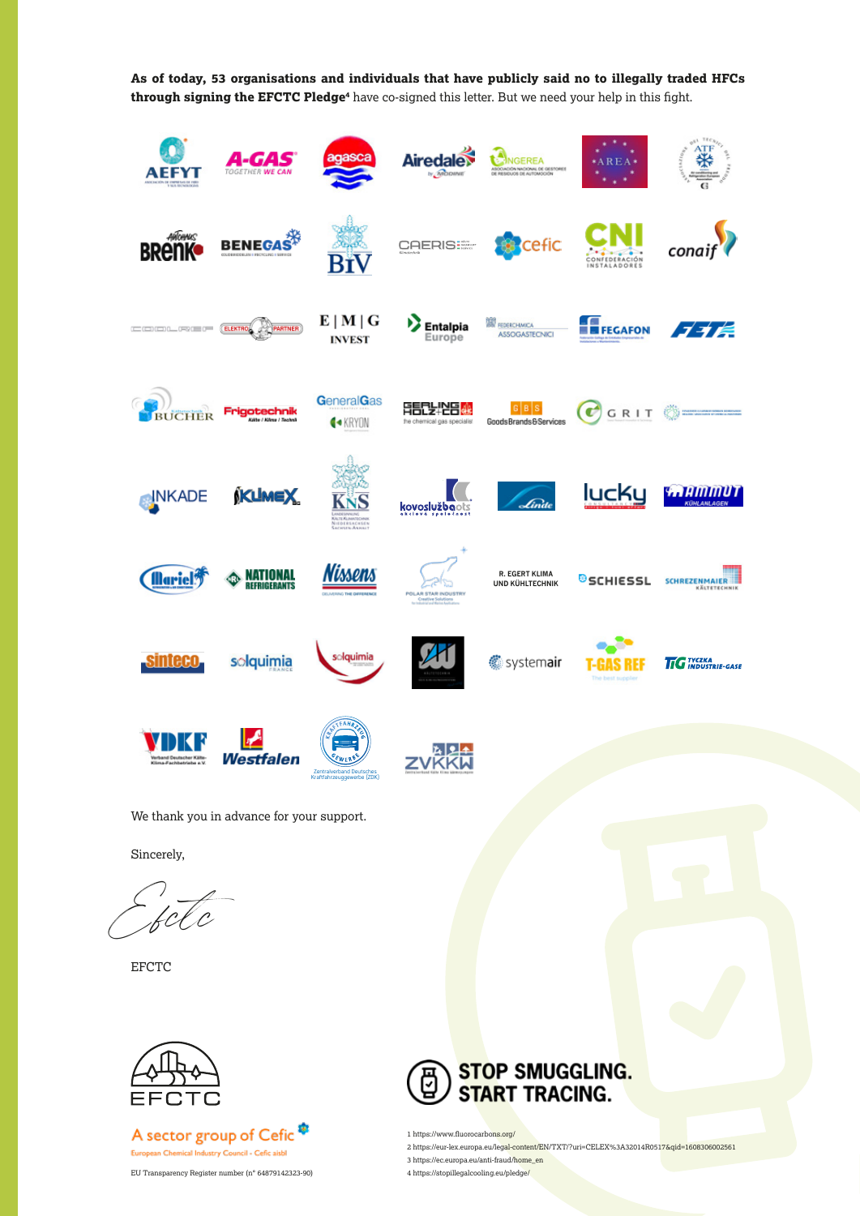**As of today, 53 organisations and individuals that have publicly said no to illegally traded HFCs through signing the EFCTC Pledge**[4] have co-signed this letter. But we need your help in this fight.

We thank you in advance for your support.

Sincerely,

EFCTC

A sector group of Cefic

European Chemical Industry Council - Cefic aisbl

EU Transparency Register number (n° 64879142323-90)

STOP SMUGGLING. START TRACING.

1 https://www.fluorocarbons.org/

2 https://eur-lex.europa.eu/legal-content/EN/TXT/?uri=CELEX%3A32014R0517&qid=1608306002561

3 https://ec.europa.eu/anti-fraud/home_en

4 https://stopillegalcooling.eu/pledge/